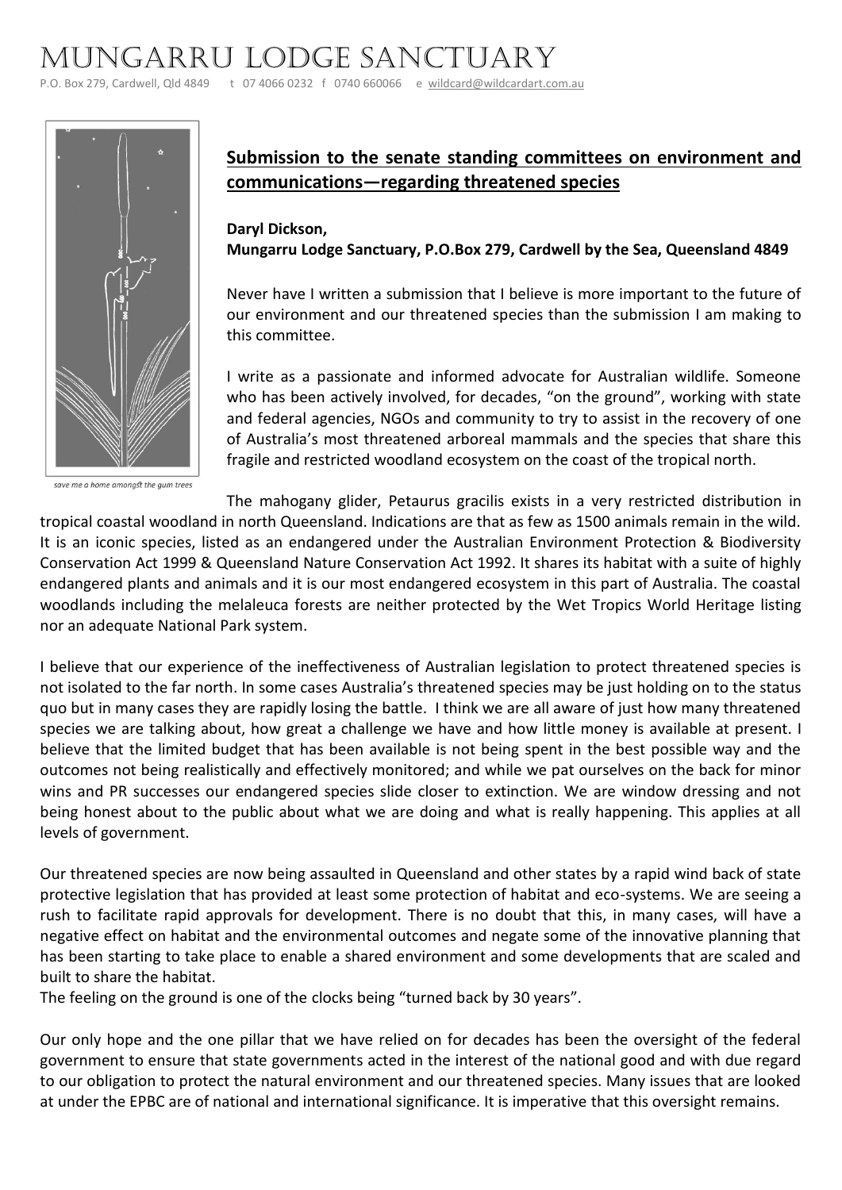# Mungarru Lodge Sanctuary

P.O. Box 279, Cardwell, Qld 4849   t 07 4066 0232  f 0740 660066   e wildcard@wildcardart.com.au

save me a home amongst the gum trees

## Submission to the senate standing committees on environment and communications—regarding threatened species

**Daryl Dickson,**
**Mungarru Lodge Sanctuary, P.O.Box 279, Cardwell by the Sea, Queensland 4849**

Never have I written a submission that I believe is more important to the future of our environment and our threatened species than the submission I am making to this committee.

I write as a passionate and informed advocate for Australian wildlife. Someone who has been actively involved, for decades, "on the ground", working with state and federal agencies, NGOs and community to try to assist in the recovery of one of Australia's most threatened arboreal mammals and the species that share this fragile and restricted woodland ecosystem on the coast of the tropical north.

The mahogany glider, Petaurus gracilis exists in a very restricted distribution in tropical coastal woodland in north Queensland. Indications are that as few as 1500 animals remain in the wild. It is an iconic species, listed as an endangered under the Australian Environment Protection & Biodiversity Conservation Act 1999 & Queensland Nature Conservation Act 1992. It shares its habitat with a suite of highly endangered plants and animals and it is our most endangered ecosystem in this part of Australia. The coastal woodlands including the melaleuca forests are neither protected by the Wet Tropics World Heritage listing nor an adequate National Park system.

I believe that our experience of the ineffectiveness of Australian legislation to protect threatened species is not isolated to the far north. In some cases Australia's threatened species may be just holding on to the status quo but in many cases they are rapidly losing the battle. I think we are all aware of just how many threatened species we are talking about, how great a challenge we have and how little money is available at present. I believe that the limited budget that has been available is not being spent in the best possible way and the outcomes not being realistically and effectively monitored; and while we pat ourselves on the back for minor wins and PR successes our endangered species slide closer to extinction. We are window dressing and not being honest about to the public about what we are doing and what is really happening. This applies at all levels of government.

Our threatened species are now being assaulted in Queensland and other states by a rapid wind back of state protective legislation that has provided at least some protection of habitat and eco-systems. We are seeing a rush to facilitate rapid approvals for development. There is no doubt that this, in many cases, will have a negative effect on habitat and the environmental outcomes and negate some of the innovative planning that has been starting to take place to enable a shared environment and some developments that are scaled and built to share the habitat.
The feeling on the ground is one of the clocks being "turned back by 30 years".

Our only hope and the one pillar that we have relied on for decades has been the oversight of the federal government to ensure that state governments acted in the interest of the national good and with due regard to our obligation to protect the natural environment and our threatened species. Many issues that are looked at under the EPBC are of national and international significance. It is imperative that this oversight remains.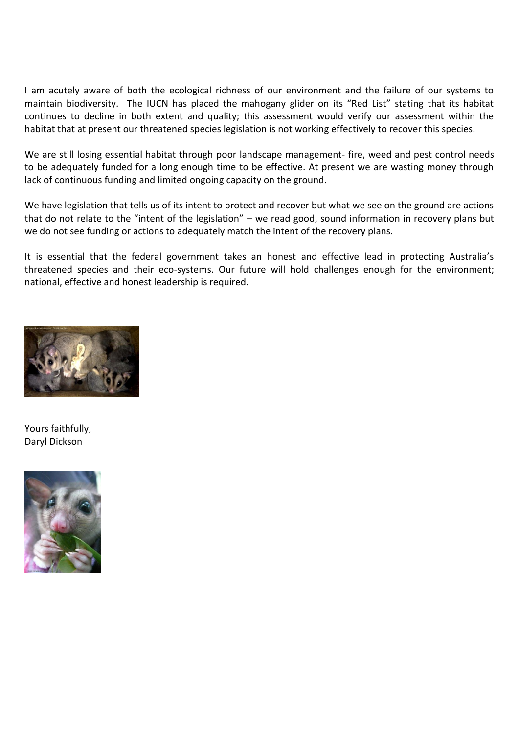I am acutely aware of both the ecological richness of our environment and the failure of our systems to maintain biodiversity. The IUCN has placed the mahogany glider on its "Red List" stating that its habitat continues to decline in both extent and quality; this assessment would verify our assessment within the habitat that at present our threatened species legislation is not working effectively to recover this species.

We are still losing essential habitat through poor landscape management- fire, weed and pest control needs to be adequately funded for a long enough time to be effective. At present we are wasting money through lack of continuous funding and limited ongoing capacity on the ground.

We have legislation that tells us of its intent to protect and recover but what we see on the ground are actions that do not relate to the "intent of the legislation" – we read good, sound information in recovery plans but we do not see funding or actions to adequately match the intent of the recovery plans.

It is essential that the federal government takes an honest and effective lead in protecting Australia's threatened species and their eco-systems. Our future will hold challenges enough for the environment; national, effective and honest leadership is required.

Yours faithfully,
Daryl Dickson